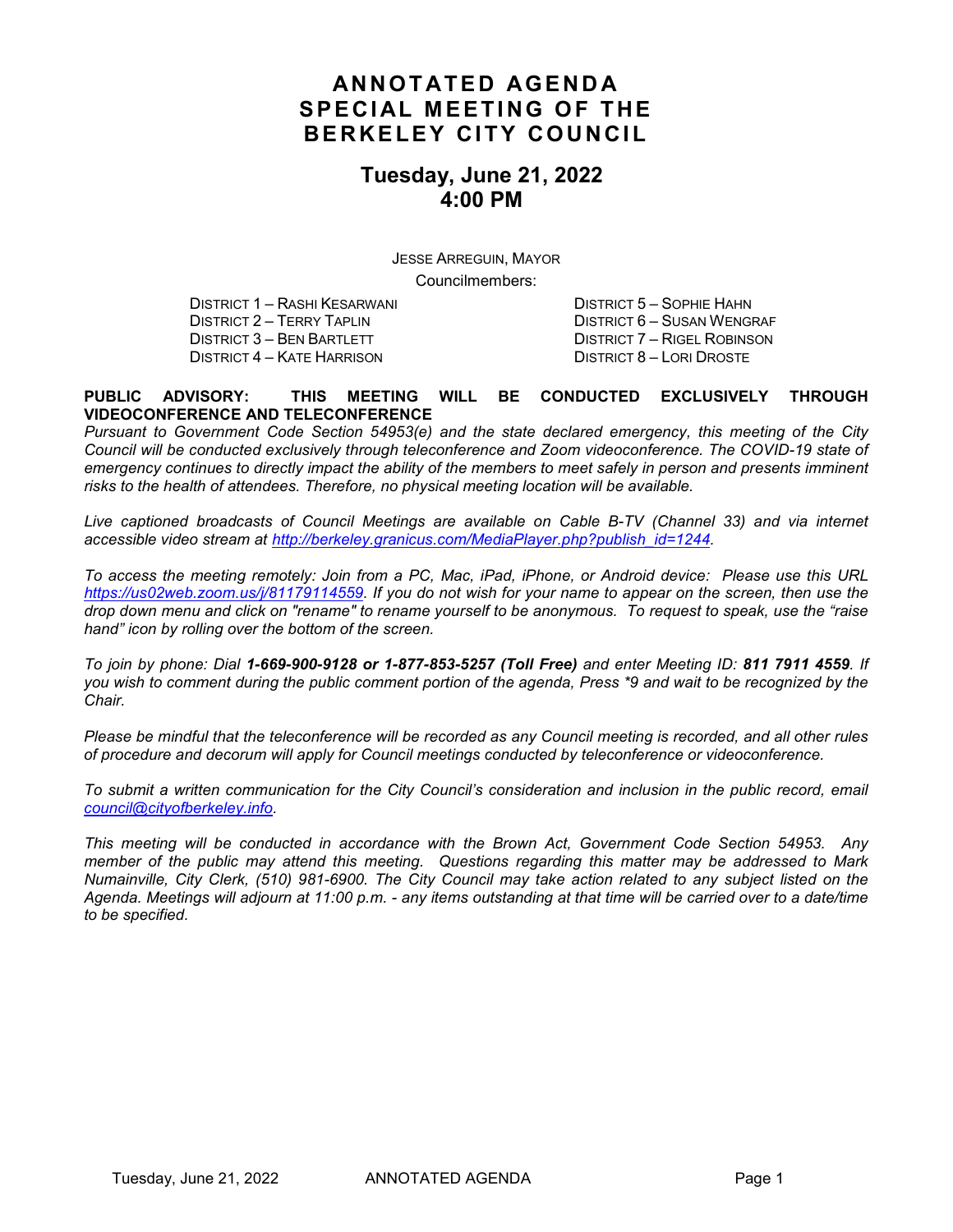# ANNOTATED AGENDA
# SPECIAL MEETING OF THE BERKELEY CITY COUNCIL

## Tuesday, June 21, 2022
## 4:00 PM

JESSE ARREGUIN, MAYOR

Councilmembers:

DISTRICT 1 – RASHI KESARWANI
DISTRICT 2 – TERRY TAPLIN
DISTRICT 3 – BEN BARTLETT
DISTRICT 4 – KATE HARRISON
DISTRICT 5 – SOPHIE HAHN
DISTRICT 6 – SUSAN WENGRAF
DISTRICT 7 – RIGEL ROBINSON
DISTRICT 8 – LORI DROSTE

**PUBLIC ADVISORY: THIS MEETING WILL BE CONDUCTED EXCLUSIVELY THROUGH VIDEOCONFERENCE AND TELECONFERENCE**

*Pursuant to Government Code Section 54953(e) and the state declared emergency, this meeting of the City Council will be conducted exclusively through teleconference and Zoom videoconference. The COVID-19 state of emergency continues to directly impact the ability of the members to meet safely in person and presents imminent risks to the health of attendees. Therefore, no physical meeting location will be available.*

*Live captioned broadcasts of Council Meetings are available on Cable B-TV (Channel 33) and via internet accessible video stream at [http://berkeley.granicus.com/MediaPlayer.php?publish_id=1244](http://berkeley.granicus.com/MediaPlayer.php?publish_id=1244).*

*To access the meeting remotely: Join from a PC, Mac, iPad, iPhone, or Android device: Please use this URL [https://us02web.zoom.us/j/81179114559](https://us02web.zoom.us/j/81179114559). If you do not wish for your name to appear on the screen, then use the drop down menu and click on "rename" to rename yourself to be anonymous. To request to speak, use the "raise hand" icon by rolling over the bottom of the screen.*

*To join by phone: Dial **1-669-900-9128 or 1-877-853-5257 (Toll Free)** and enter Meeting ID: **811 7911 4559**. If you wish to comment during the public comment portion of the agenda, Press *9 and wait to be recognized by the Chair.*

*Please be mindful that the teleconference will be recorded as any Council meeting is recorded, and all other rules of procedure and decorum will apply for Council meetings conducted by teleconference or videoconference.*

*To submit a written communication for the City Council's consideration and inclusion in the public record, email [council@cityofberkeley.info](mailto:council@cityofberkeley.info).*

*This meeting will be conducted in accordance with the Brown Act, Government Code Section 54953. Any member of the public may attend this meeting. Questions regarding this matter may be addressed to Mark Numainville, City Clerk, (510) 981-6900. The City Council may take action related to any subject listed on the Agenda. Meetings will adjourn at 11:00 p.m. - any items outstanding at that time will be carried over to a date/time to be specified.*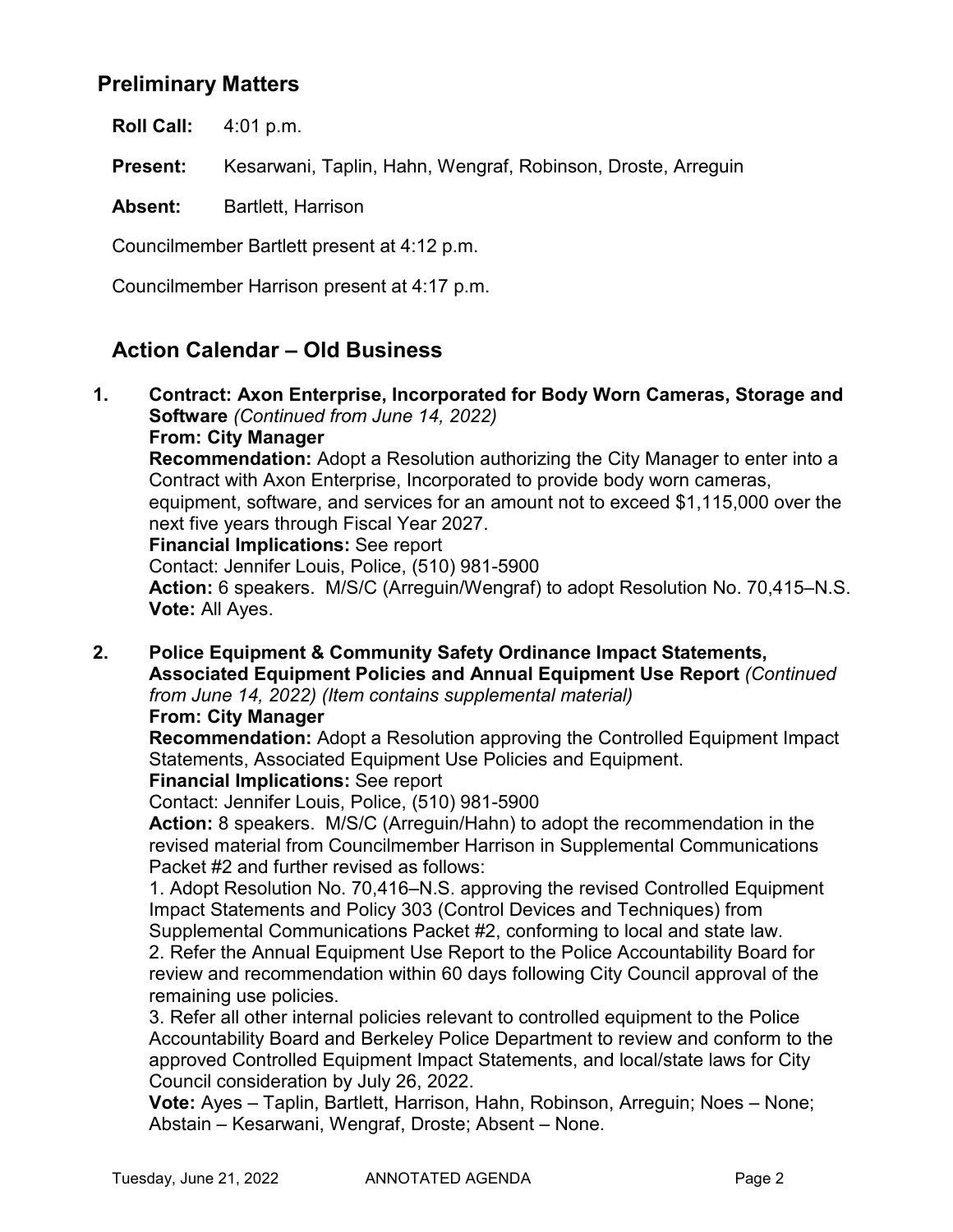## Preliminary Matters

**Roll Call:** 4:01 p.m.

**Present:** Kesarwani, Taplin, Hahn, Wengraf, Robinson, Droste, Arreguin

**Absent:** Bartlett, Harrison

Councilmember Bartlett present at 4:12 p.m.

Councilmember Harrison present at 4:17 p.m.

## Action Calendar – Old Business

**1. Contract: Axon Enterprise, Incorporated for Body Worn Cameras, Storage and Software** *(Continued from June 14, 2022)*
**From: City Manager**
**Recommendation:** Adopt a Resolution authorizing the City Manager to enter into a Contract with Axon Enterprise, Incorporated to provide body worn cameras, equipment, software, and services for an amount not to exceed $1,115,000 over the next five years through Fiscal Year 2027.
**Financial Implications:** See report
Contact: Jennifer Louis, Police, (510) 981-5900
**Action:** 6 speakers. M/S/C (Arreguin/Wengraf) to adopt Resolution No. 70,415–N.S.
**Vote:** All Ayes.

**2. Police Equipment & Community Safety Ordinance Impact Statements, Associated Equipment Policies and Annual Equipment Use Report** *(Continued from June 14, 2022) (Item contains supplemental material)*
**From: City Manager**
**Recommendation:** Adopt a Resolution approving the Controlled Equipment Impact Statements, Associated Equipment Use Policies and Equipment.
**Financial Implications:** See report
Contact: Jennifer Louis, Police, (510) 981-5900
**Action:** 8 speakers. M/S/C (Arreguin/Hahn) to adopt the recommendation in the revised material from Councilmember Harrison in Supplemental Communications Packet #2 and further revised as follows:
1. Adopt Resolution No. 70,416–N.S. approving the revised Controlled Equipment Impact Statements and Policy 303 (Control Devices and Techniques) from Supplemental Communications Packet #2, conforming to local and state law.
2. Refer the Annual Equipment Use Report to the Police Accountability Board for review and recommendation within 60 days following City Council approval of the remaining use policies.
3. Refer all other internal policies relevant to controlled equipment to the Police Accountability Board and Berkeley Police Department to review and conform to the approved Controlled Equipment Impact Statements, and local/state laws for City Council consideration by July 26, 2022.
**Vote:** Ayes – Taplin, Bartlett, Harrison, Hahn, Robinson, Arreguin; Noes – None; Abstain – Kesarwani, Wengraf, Droste; Absent – None.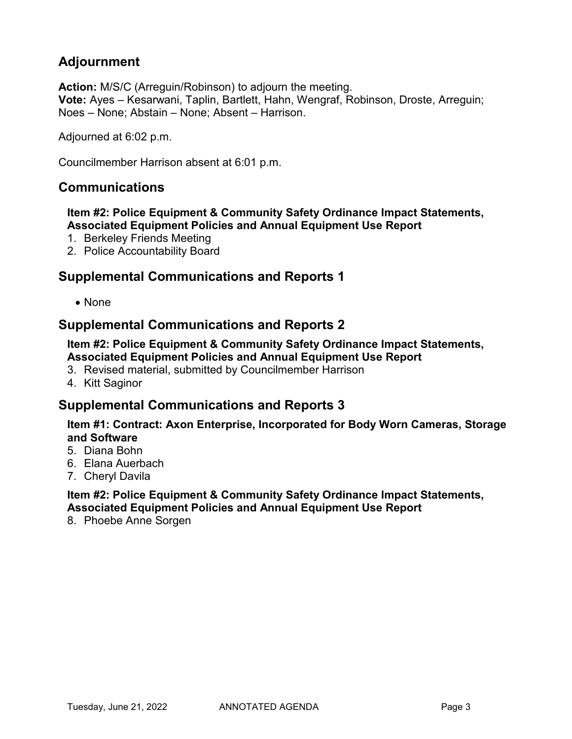## Adjournment

**Action:** M/S/C (Arreguin/Robinson) to adjourn the meeting.
**Vote:** Ayes – Kesarwani, Taplin, Bartlett, Hahn, Wengraf, Robinson, Droste, Arreguin; Noes – None; Abstain – None; Absent – Harrison.

Adjourned at 6:02 p.m.

Councilmember Harrison absent at 6:01 p.m.

## Communications

**Item #2: Police Equipment & Community Safety Ordinance Impact Statements, Associated Equipment Policies and Annual Equipment Use Report**

1. Berkeley Friends Meeting
2. Police Accountability Board

## Supplemental Communications and Reports 1

- None

## Supplemental Communications and Reports 2

**Item #2: Police Equipment & Community Safety Ordinance Impact Statements, Associated Equipment Policies and Annual Equipment Use Report**

3. Revised material, submitted by Councilmember Harrison
4. Kitt Saginor

## Supplemental Communications and Reports 3

**Item #1: Contract: Axon Enterprise, Incorporated for Body Worn Cameras, Storage and Software**

5. Diana Bohn
6. Elana Auerbach
7. Cheryl Davila

**Item #2: Police Equipment & Community Safety Ordinance Impact Statements, Associated Equipment Policies and Annual Equipment Use Report**

8. Phoebe Anne Sorgen